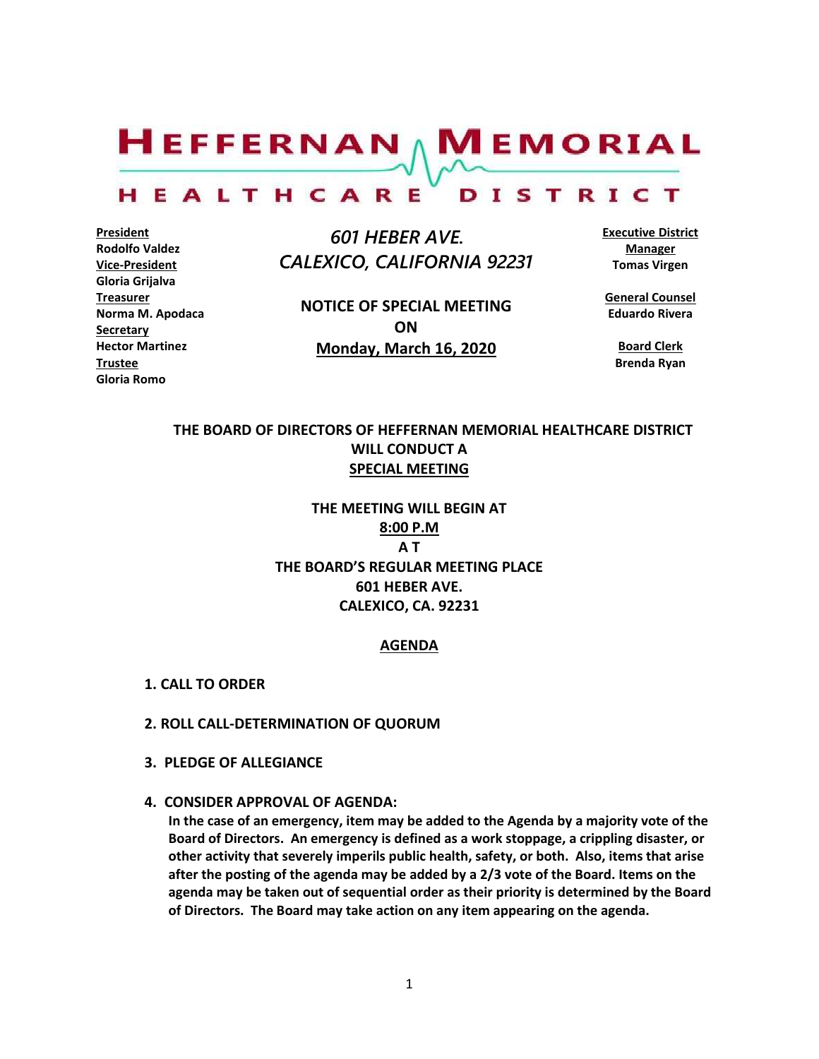# HEFFERNAN MEMORIAL HEALTHCARE DISTRICT

**President**
**Rodolfo Valdez**
**Vice-President**
**Gloria Grijalva**
**Treasurer**
**Norma M. Apodaca**
**Secretary**
**Hector Martinez**
**Trustee**
**Gloria Romo**

*601 HEBER AVE.*
*CALEXICO, CALIFORNIA 92231*

**NOTICE OF SPECIAL MEETING**
**ON**
**Monday, March 16, 2020**

**Executive District Manager**
**Tomas Virgen**

**General Counsel**
**Eduardo Rivera**

**Board Clerk**
**Brenda Ryan**

**THE BOARD OF DIRECTORS OF HEFFERNAN MEMORIAL HEALTHCARE DISTRICT WILL CONDUCT A**
**SPECIAL MEETING**

**THE MEETING WILL BEGIN AT**
**8:00 P.M**
**A T**
**THE BOARD'S REGULAR MEETING PLACE**
**601 HEBER AVE.**
**CALEXICO, CA. 92231**

## AGENDA

1. **CALL TO ORDER**

2. **ROLL CALL-DETERMINATION OF QUORUM**

3. **PLEDGE OF ALLEGIANCE**

4. **CONSIDER APPROVAL OF AGENDA:**
   **In the case of an emergency, item may be added to the Agenda by a majority vote of the Board of Directors. An emergency is defined as a work stoppage, a crippling disaster, or other activity that severely imperils public health, safety, or both. Also, items that arise after the posting of the agenda may be added by a 2/3 vote of the Board. Items on the agenda may be taken out of sequential order as their priority is determined by the Board of Directors. The Board may take action on any item appearing on the agenda.**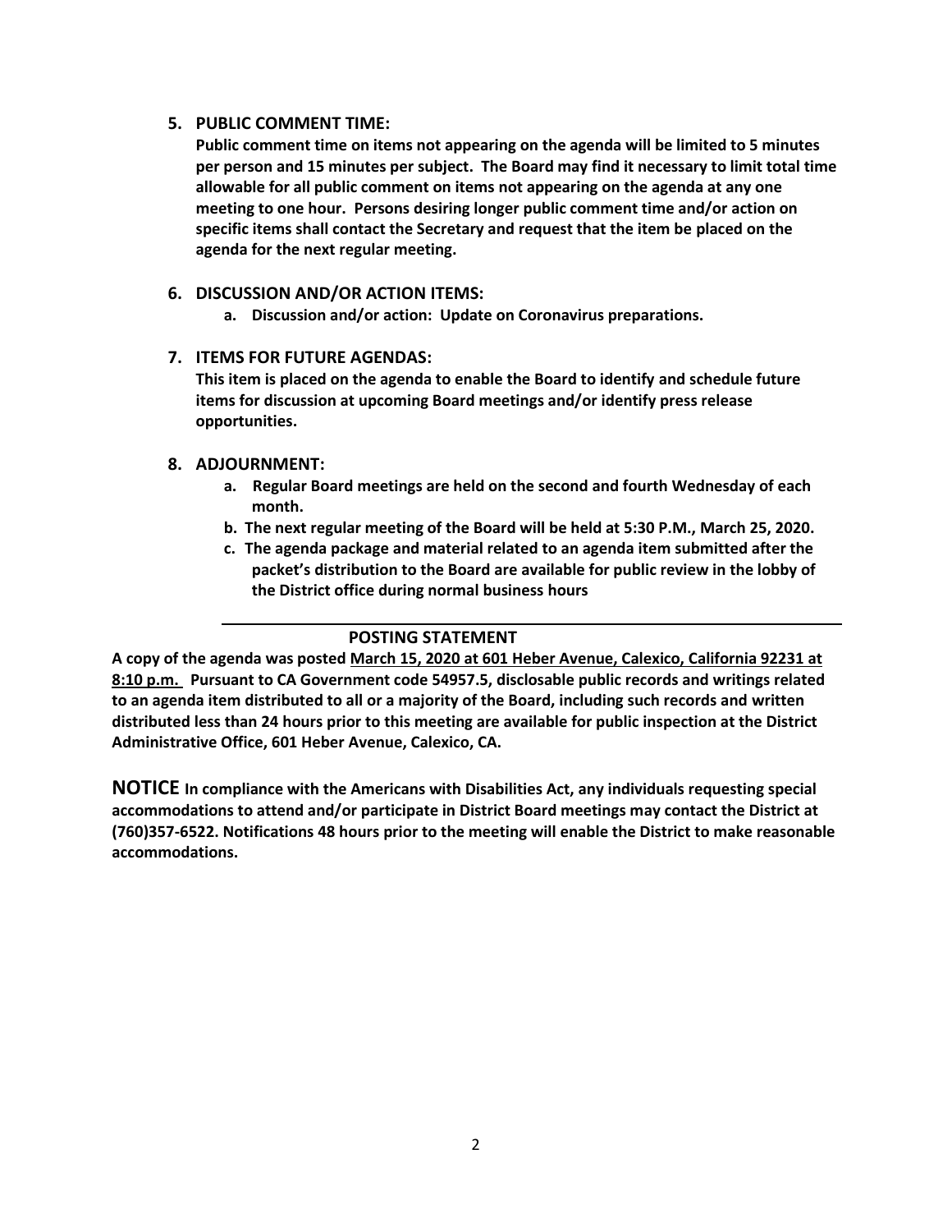5. **PUBLIC COMMENT TIME:**
   **Public comment time on items not appearing on the agenda will be limited to 5 minutes per person and 15 minutes per subject. The Board may find it necessary to limit total time allowable for all public comment on items not appearing on the agenda at any one meeting to one hour. Persons desiring longer public comment time and/or action on specific items shall contact the Secretary and request that the item be placed on the agenda for the next regular meeting.**

6. **DISCUSSION AND/OR ACTION ITEMS:**
   a. **Discussion and/or action: Update on Coronavirus preparations.**

7. **ITEMS FOR FUTURE AGENDAS:**
   **This item is placed on the agenda to enable the Board to identify and schedule future items for discussion at upcoming Board meetings and/or identify press release opportunities.**

8. **ADJOURNMENT:**
   a. **Regular Board meetings are held on the second and fourth Wednesday of each month.**
   b. **The next regular meeting of the Board will be held at 5:30 P.M., March 25, 2020.**
   c. **The agenda package and material related to an agenda item submitted after the packet's distribution to the Board are available for public review in the lobby of the District office during normal business hours**

---

**POSTING STATEMENT**

**A copy of the agenda was posted <u>March 15, 2020 at 601 Heber Avenue, Calexico, California 92231 at 8:10 p.m.</u> Pursuant to CA Government code 54957.5, disclosable public records and writings related to an agenda item distributed to all or a majority of the Board, including such records and written distributed less than 24 hours prior to this meeting are available for public inspection at the District Administrative Office, 601 Heber Avenue, Calexico, CA.**

**NOTICE In compliance with the Americans with Disabilities Act, any individuals requesting special accommodations to attend and/or participate in District Board meetings may contact the District at (760)357-6522. Notifications 48 hours prior to the meeting will enable the District to make reasonable accommodations.**